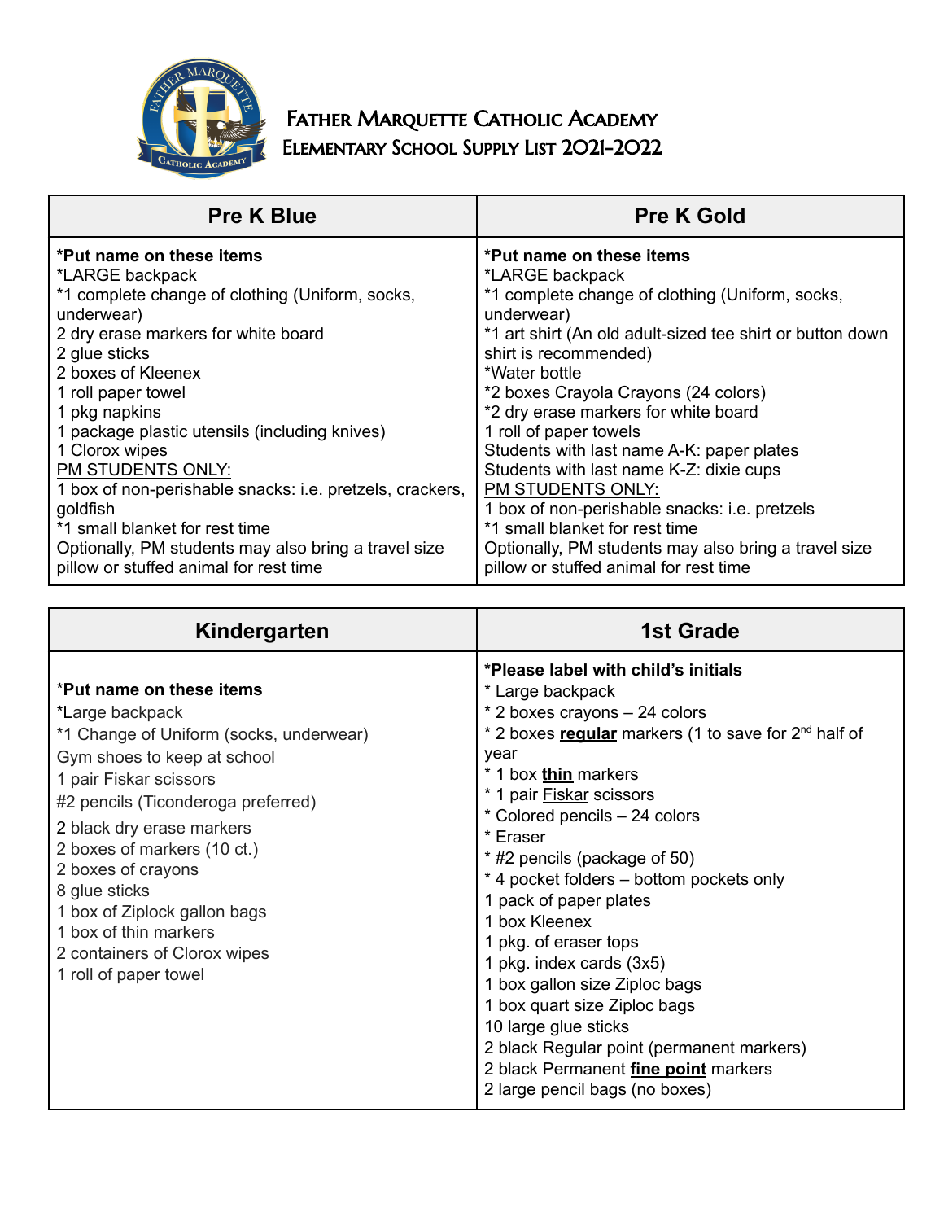# Father Marquette Catholic Academy
## Elementary School Supply List 2021-2022

| Pre K Blue | Pre K Gold |
|---|---|
| **\*Put name on these items**<br>*LARGE backpack<br>*1 complete change of clothing (Uniform, socks, underwear)<br>2 dry erase markers for white board<br>2 glue sticks<br>2 boxes of Kleenex<br>1 roll paper towel<br>1 pkg napkins<br>1 package plastic utensils (including knives)<br>1 Clorox wipes<br><u>PM STUDENTS ONLY:</u><br>1 box of non-perishable snacks: i.e. pretzels, crackers, goldfish<br>*1 small blanket for rest time<br>Optionally, PM students may also bring a travel size pillow or stuffed animal for rest time | **\*Put name on these items**<br>*LARGE backpack<br>*1 complete change of clothing (Uniform, socks, underwear)<br>*1 art shirt (An old adult-sized tee shirt or button down shirt is recommended)<br>*Water bottle<br>*2 boxes Crayola Crayons (24 colors)<br>*2 dry erase markers for white board<br>1 roll of paper towels<br>Students with last name A-K: paper plates<br>Students with last name K-Z: dixie cups<br><u>PM STUDENTS ONLY:</u><br>1 box of non-perishable snacks: i.e. pretzels<br>*1 small blanket for rest time<br>Optionally, PM students may also bring a travel size pillow or stuffed animal for rest time |

| Kindergarten | 1st Grade |
|---|---|
| **\*Put name on these items**<br>*Large backpack<br>*1 Change of Uniform (socks, underwear)<br>Gym shoes to keep at school<br>1 pair Fiskar scissors<br>#2 pencils (Ticonderoga preferred)<br>2 black dry erase markers<br>2 boxes of markers (10 ct.)<br>2 boxes of crayons<br>8 glue sticks<br>1 box of Ziplock gallon bags<br>1 box of thin markers<br>2 containers of Clorox wipes<br>1 roll of paper towel | **\*Please label with child's initials**<br>* Large backpack<br>* 2 boxes crayons – 24 colors<br>* 2 boxes **<u>regular</u>** markers (1 to save for 2nd half of year<br>* 1 box **<u>thin</u>** markers<br>* 1 pair <u>Fiskar</u> scissors<br>* Colored pencils – 24 colors<br>* Eraser<br>* #2 pencils (package of 50)<br>* 4 pocket folders – bottom pockets only<br>1 pack of paper plates<br>1 box Kleenex<br>1 pkg. of eraser tops<br>1 pkg. index cards (3x5)<br>1 box gallon size Ziploc bags<br>1 box quart size Ziploc bags<br>10 large glue sticks<br>2 black Regular point (permanent markers)<br>2 black Permanent **<u>fine point</u>** markers<br>2 large pencil bags (no boxes) |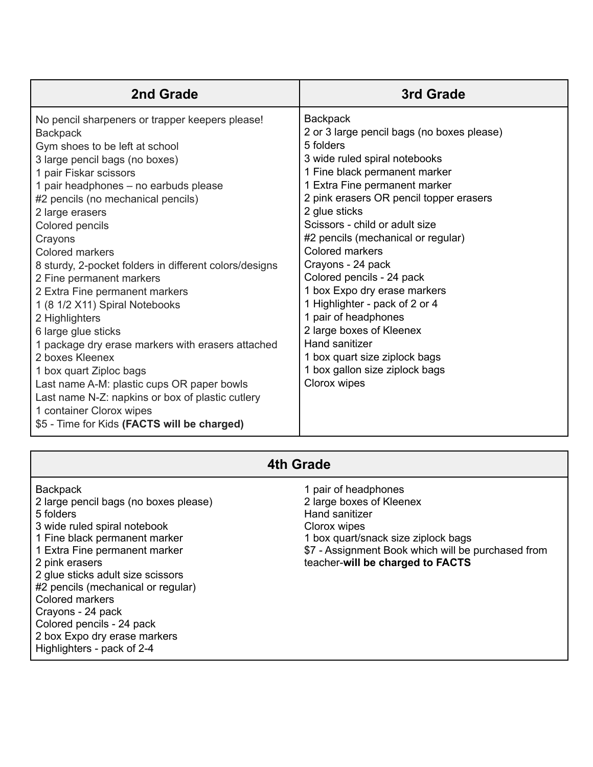| 2nd Grade | 3rd Grade |
| --- | --- |
| No pencil sharpeners or trapper keepers please!<br>Backpack<br>Gym shoes to be left at school<br>3 large pencil bags (no boxes)<br>1 pair Fiskar scissors<br>1 pair headphones – no earbuds please<br>#2 pencils (no mechanical pencils)<br>2 large erasers<br>Colored pencils<br>Crayons<br>Colored markers<br>8 sturdy, 2-pocket folders in different colors/designs<br>2 Fine permanent markers<br>2 Extra Fine permanent markers<br>1 (8 1/2 X11) Spiral Notebooks<br>2 Highlighters<br>6 large glue sticks<br>1 package dry erase markers with erasers attached<br>2 boxes Kleenex<br>1 box quart Ziploc bags<br>Last name A-M: plastic cups OR paper bowls<br>Last name N-Z: napkins or box of plastic cutlery<br>1 container Clorox wipes<br>$5 - Time for Kids **(FACTS will be charged)** | Backpack<br>2 or 3 large pencil bags (no boxes please)<br>5 folders<br>3 wide ruled spiral notebooks<br>1 Fine black permanent marker<br>1 Extra Fine permanent marker<br>2 pink erasers OR pencil topper erasers<br>2 glue sticks<br>Scissors - child or adult size<br>#2 pencils (mechanical or regular)<br>Colored markers<br>Crayons - 24 pack<br>Colored pencils - 24 pack<br>1 box Expo dry erase markers<br>1 Highlighter - pack of 2 or 4<br>1 pair of headphones<br>2 large boxes of Kleenex<br>Hand sanitizer<br>1 box quart size ziplock bags<br>1 box gallon size ziplock bags<br>Clorox wipes |

| 4th Grade | |
| --- | --- |
| Backpack<br>2 large pencil bags (no boxes please)<br>5 folders<br>3 wide ruled spiral notebook<br>1 Fine black permanent marker<br>1 Extra Fine permanent marker<br>2 pink erasers<br>2 glue sticks adult size scissors<br>#2 pencils (mechanical or regular)<br>Colored markers<br>Crayons - 24 pack<br>Colored pencils - 24 pack<br>2 box Expo dry erase markers<br>Highlighters - pack of 2-4 | 1 pair of headphones<br>2 large boxes of Kleenex<br>Hand sanitizer<br>Clorox wipes<br>1 box quart/snack size ziplock bags<br>$7 - Assignment Book which will be purchased from teacher-**will be charged to FACTS** |